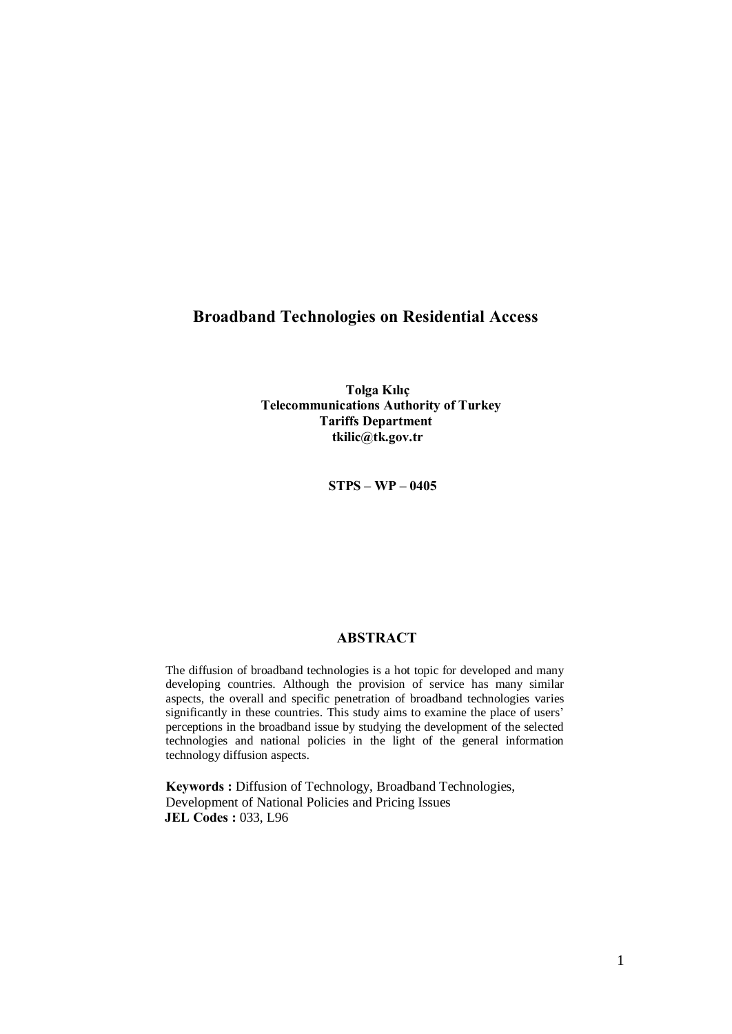# Broadband Technologies on Residential Access

**Tolga Kılıç**
**Telecommunications Authority of Turkey**
**Tariffs Department**
**tkilic@tk.gov.tr**

**STPS – WP – 0405**

## ABSTRACT

The diffusion of broadband technologies is a hot topic for developed and many developing countries. Although the provision of service has many similar aspects, the overall and specific penetration of broadband technologies varies significantly in these countries. This study aims to examine the place of users' perceptions in the broadband issue by studying the development of the selected technologies and national policies in the light of the general information technology diffusion aspects.

**Keywords :** Diffusion of Technology, Broadband Technologies, Development of National Policies and Pricing Issues
**JEL Codes :** 033, L96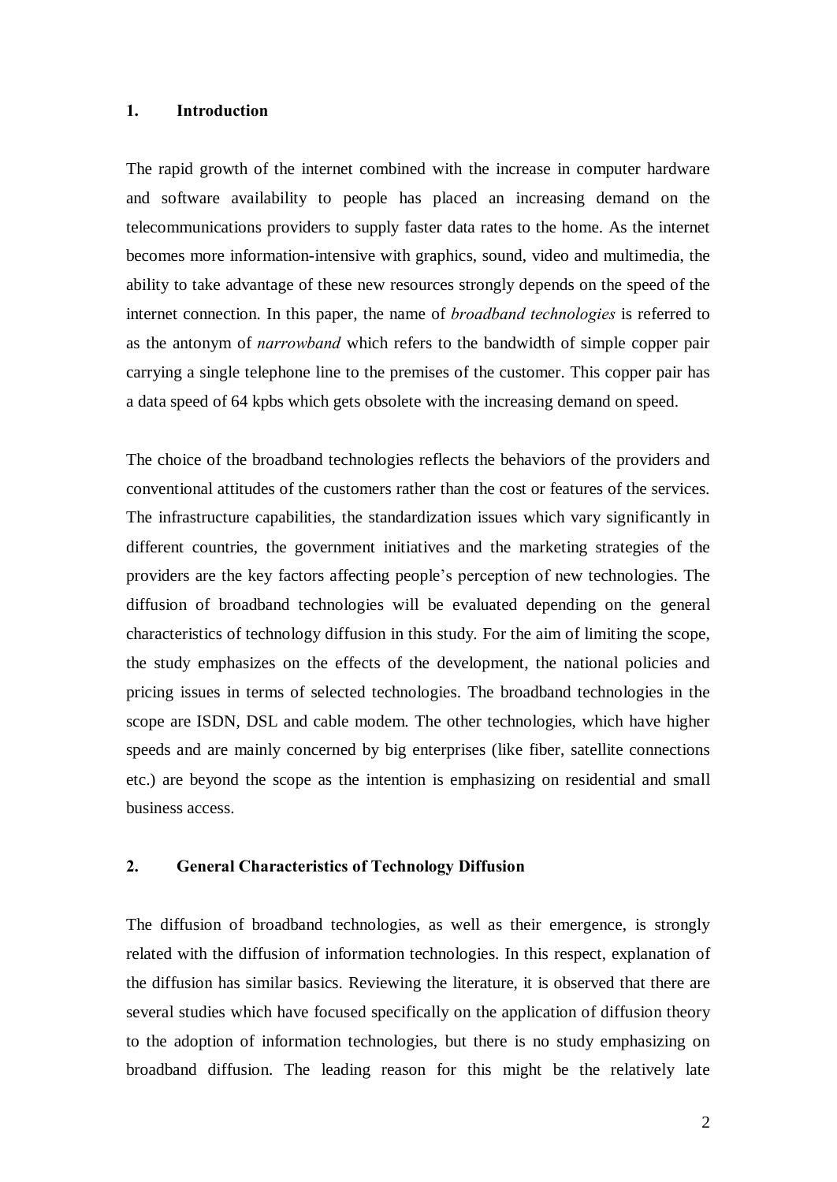## 1. Introduction

The rapid growth of the internet combined with the increase in computer hardware and software availability to people has placed an increasing demand on the telecommunications providers to supply faster data rates to the home. As the internet becomes more information-intensive with graphics, sound, video and multimedia, the ability to take advantage of these new resources strongly depends on the speed of the internet connection. In this paper, the name of *broadband technologies* is referred to as the antonym of *narrowband* which refers to the bandwidth of simple copper pair carrying a single telephone line to the premises of the customer. This copper pair has a data speed of 64 kpbs which gets obsolete with the increasing demand on speed.

The choice of the broadband technologies reflects the behaviors of the providers and conventional attitudes of the customers rather than the cost or features of the services. The infrastructure capabilities, the standardization issues which vary significantly in different countries, the government initiatives and the marketing strategies of the providers are the key factors affecting people's perception of new technologies. The diffusion of broadband technologies will be evaluated depending on the general characteristics of technology diffusion in this study. For the aim of limiting the scope, the study emphasizes on the effects of the development, the national policies and pricing issues in terms of selected technologies. The broadband technologies in the scope are ISDN, DSL and cable modem. The other technologies, which have higher speeds and are mainly concerned by big enterprises (like fiber, satellite connections etc.) are beyond the scope as the intention is emphasizing on residential and small business access.

## 2. General Characteristics of Technology Diffusion

The diffusion of broadband technologies, as well as their emergence, is strongly related with the diffusion of information technologies. In this respect, explanation of the diffusion has similar basics. Reviewing the literature, it is observed that there are several studies which have focused specifically on the application of diffusion theory to the adoption of information technologies, but there is no study emphasizing on broadband diffusion. The leading reason for this might be the relatively late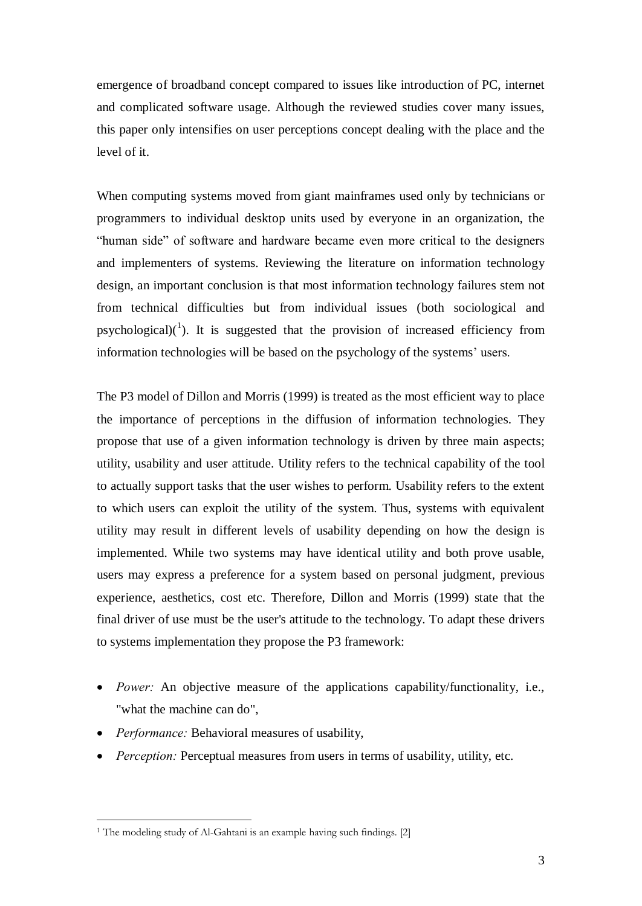emergence of broadband concept compared to issues like introduction of PC, internet and complicated software usage. Although the reviewed studies cover many issues, this paper only intensifies on user perceptions concept dealing with the place and the level of it.

When computing systems moved from giant mainframes used only by technicians or programmers to individual desktop units used by everyone in an organization, the "human side" of software and hardware became even more critical to the designers and implementers of systems. Reviewing the literature on information technology design, an important conclusion is that most information technology failures stem not from technical difficulties but from individual issues (both sociological and psychological)([1]). It is suggested that the provision of increased efficiency from information technologies will be based on the psychology of the systems' users.

The P3 model of Dillon and Morris (1999) is treated as the most efficient way to place the importance of perceptions in the diffusion of information technologies. They propose that use of a given information technology is driven by three main aspects; utility, usability and user attitude. Utility refers to the technical capability of the tool to actually support tasks that the user wishes to perform. Usability refers to the extent to which users can exploit the utility of the system. Thus, systems with equivalent utility may result in different levels of usability depending on how the design is implemented. While two systems may have identical utility and both prove usable, users may express a preference for a system based on personal judgment, previous experience, aesthetics, cost etc. Therefore, Dillon and Morris (1999) state that the final driver of use must be the user's attitude to the technology. To adapt these drivers to systems implementation they propose the P3 framework:

- *Power:* An objective measure of the applications capability/functionality, i.e., "what the machine can do",
- *Performance:* Behavioral measures of usability,
- *Perception:* Perceptual measures from users in terms of usability, utility, etc.

[1] The modeling study of Al-Gahtani is an example having such findings. [2]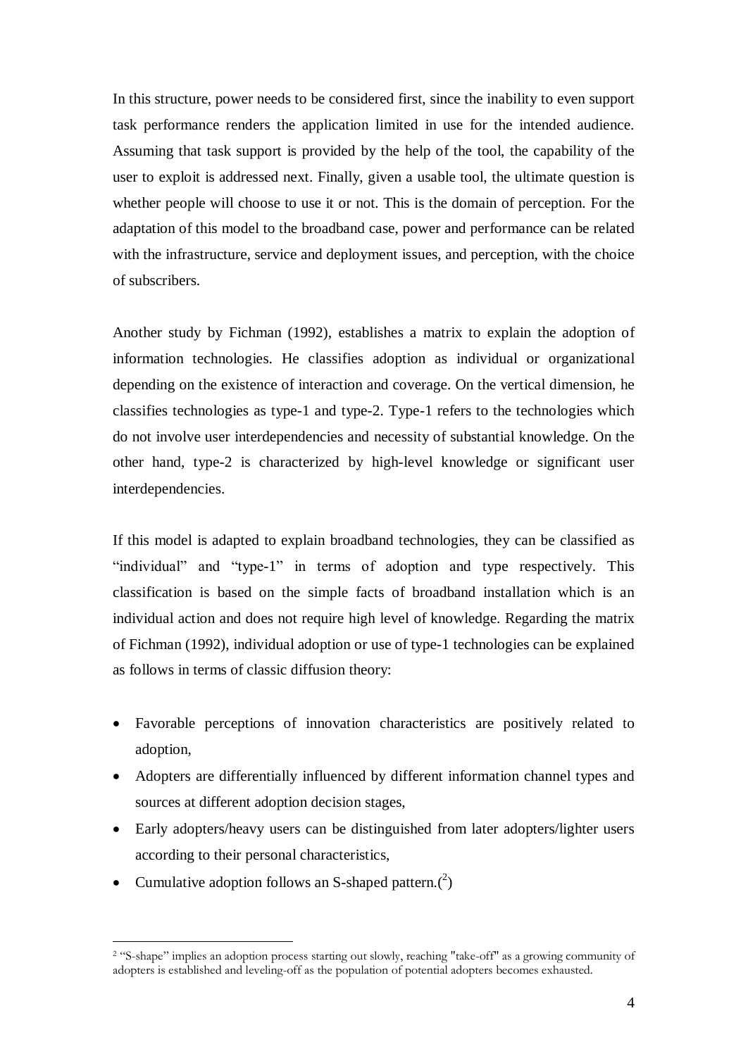In this structure, power needs to be considered first, since the inability to even support task performance renders the application limited in use for the intended audience. Assuming that task support is provided by the help of the tool, the capability of the user to exploit is addressed next. Finally, given a usable tool, the ultimate question is whether people will choose to use it or not. This is the domain of perception. For the adaptation of this model to the broadband case, power and performance can be related with the infrastructure, service and deployment issues, and perception, with the choice of subscribers.

Another study by Fichman (1992), establishes a matrix to explain the adoption of information technologies. He classifies adoption as individual or organizational depending on the existence of interaction and coverage. On the vertical dimension, he classifies technologies as type-1 and type-2. Type-1 refers to the technologies which do not involve user interdependencies and necessity of substantial knowledge. On the other hand, type-2 is characterized by high-level knowledge or significant user interdependencies.

If this model is adapted to explain broadband technologies, they can be classified as "individual" and "type-1" in terms of adoption and type respectively. This classification is based on the simple facts of broadband installation which is an individual action and does not require high level of knowledge. Regarding the matrix of Fichman (1992), individual adoption or use of type-1 technologies can be explained as follows in terms of classic diffusion theory:

- Favorable perceptions of innovation characteristics are positively related to adoption,
- Adopters are differentially influenced by different information channel types and sources at different adoption decision stages,
- Early adopters/heavy users can be distinguished from later adopters/lighter users according to their personal characteristics,
- Cumulative adoption follows an S-shaped pattern.([2])

---

[2] "S-shape" implies an adoption process starting out slowly, reaching "take-off" as a growing community of adopters is established and leveling-off as the population of potential adopters becomes exhausted.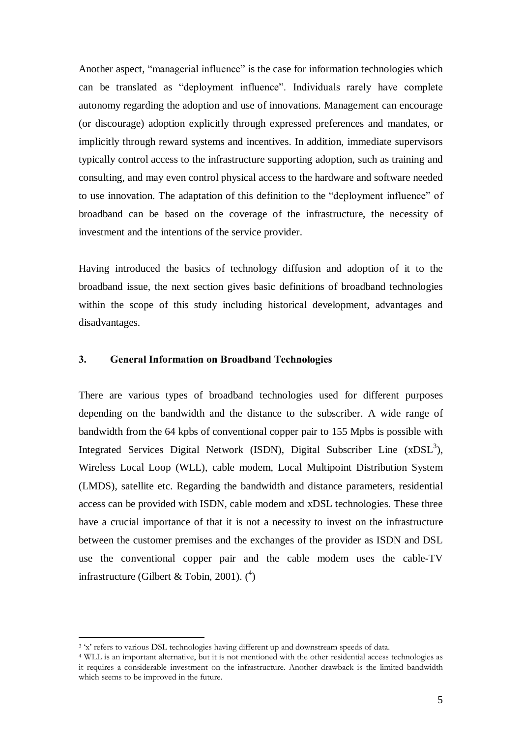Another aspect, "managerial influence" is the case for information technologies which can be translated as "deployment influence". Individuals rarely have complete autonomy regarding the adoption and use of innovations. Management can encourage (or discourage) adoption explicitly through expressed preferences and mandates, or implicitly through reward systems and incentives. In addition, immediate supervisors typically control access to the infrastructure supporting adoption, such as training and consulting, and may even control physical access to the hardware and software needed to use innovation. The adaptation of this definition to the "deployment influence" of broadband can be based on the coverage of the infrastructure, the necessity of investment and the intentions of the service provider.

Having introduced the basics of technology diffusion and adoption of it to the broadband issue, the next section gives basic definitions of broadband technologies within the scope of this study including historical development, advantages and disadvantages.

## 3. General Information on Broadband Technologies

There are various types of broadband technologies used for different purposes depending on the bandwidth and the distance to the subscriber. A wide range of bandwidth from the 64 kpbs of conventional copper pair to 155 Mpbs is possible with Integrated Services Digital Network (ISDN), Digital Subscriber Line (xDSL[3]), Wireless Local Loop (WLL), cable modem, Local Multipoint Distribution System (LMDS), satellite etc. Regarding the bandwidth and distance parameters, residential access can be provided with ISDN, cable modem and xDSL technologies. These three have a crucial importance of that it is not a necessity to invest on the infrastructure between the customer premises and the exchanges of the provider as ISDN and DSL use the conventional copper pair and the cable modem uses the cable-TV infrastructure (Gilbert & Tobin, 2001). ([4])

---

[3] 'x' refers to various DSL technologies having different up and downstream speeds of data.

[4] WLL is an important alternative, but it is not mentioned with the other residential access technologies as it requires a considerable investment on the infrastructure. Another drawback is the limited bandwidth which seems to be improved in the future.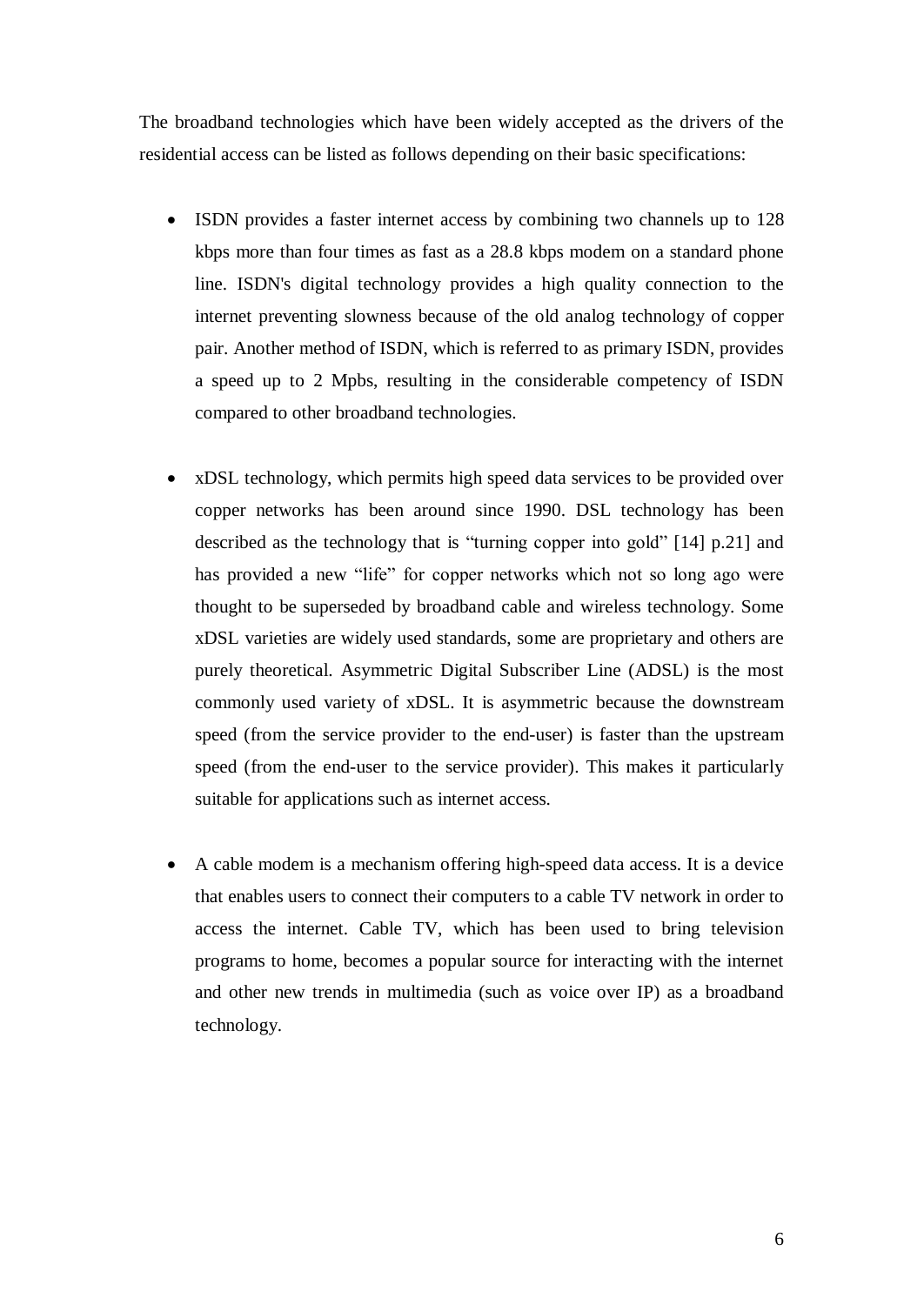The broadband technologies which have been widely accepted as the drivers of the residential access can be listed as follows depending on their basic specifications:

- ISDN provides a faster internet access by combining two channels up to 128 kbps more than four times as fast as a 28.8 kbps modem on a standard phone line. ISDN's digital technology provides a high quality connection to the internet preventing slowness because of the old analog technology of copper pair. Another method of ISDN, which is referred to as primary ISDN, provides a speed up to 2 Mpbs, resulting in the considerable competency of ISDN compared to other broadband technologies.

- xDSL technology, which permits high speed data services to be provided over copper networks has been around since 1990. DSL technology has been described as the technology that is "turning copper into gold" [14] p.21] and has provided a new "life" for copper networks which not so long ago were thought to be superseded by broadband cable and wireless technology. Some xDSL varieties are widely used standards, some are proprietary and others are purely theoretical. Asymmetric Digital Subscriber Line (ADSL) is the most commonly used variety of xDSL. It is asymmetric because the downstream speed (from the service provider to the end-user) is faster than the upstream speed (from the end-user to the service provider). This makes it particularly suitable for applications such as internet access.

- A cable modem is a mechanism offering high-speed data access. It is a device that enables users to connect their computers to a cable TV network in order to access the internet. Cable TV, which has been used to bring television programs to home, becomes a popular source for interacting with the internet and other new trends in multimedia (such as voice over IP) as a broadband technology.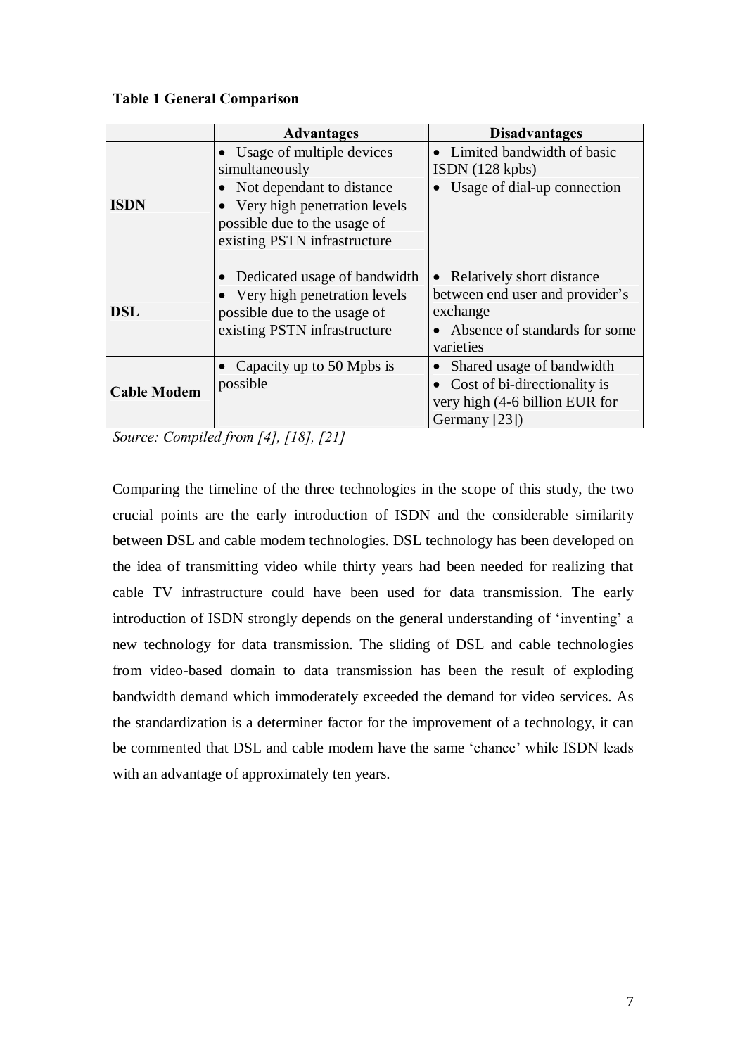**Table 1 General Comparison**

| | Advantages | Disadvantages |
|---|---|---|
| **ISDN** | • Usage of multiple devices simultaneously<br>• Not dependant to distance<br>• Very high penetration levels possible due to the usage of existing PSTN infrastructure | • Limited bandwidth of basic ISDN (128 kpbs)<br>• Usage of dial-up connection |
| **DSL** | • Dedicated usage of bandwidth<br>• Very high penetration levels possible due to the usage of existing PSTN infrastructure | • Relatively short distance between end user and provider's exchange<br>• Absence of standards for some varieties |
| **Cable Modem** | • Capacity up to 50 Mpbs is possible | • Shared usage of bandwidth<br>• Cost of bi-directionality is very high (4-6 billion EUR for Germany [23]) |

*Source: Compiled from [4], [18], [21]*

Comparing the timeline of the three technologies in the scope of this study, the two crucial points are the early introduction of ISDN and the considerable similarity between DSL and cable modem technologies. DSL technology has been developed on the idea of transmitting video while thirty years had been needed for realizing that cable TV infrastructure could have been used for data transmission. The early introduction of ISDN strongly depends on the general understanding of 'inventing' a new technology for data transmission. The sliding of DSL and cable technologies from video-based domain to data transmission has been the result of exploding bandwidth demand which immoderately exceeded the demand for video services. As the standardization is a determiner factor for the improvement of a technology, it can be commented that DSL and cable modem have the same 'chance' while ISDN leads with an advantage of approximately ten years.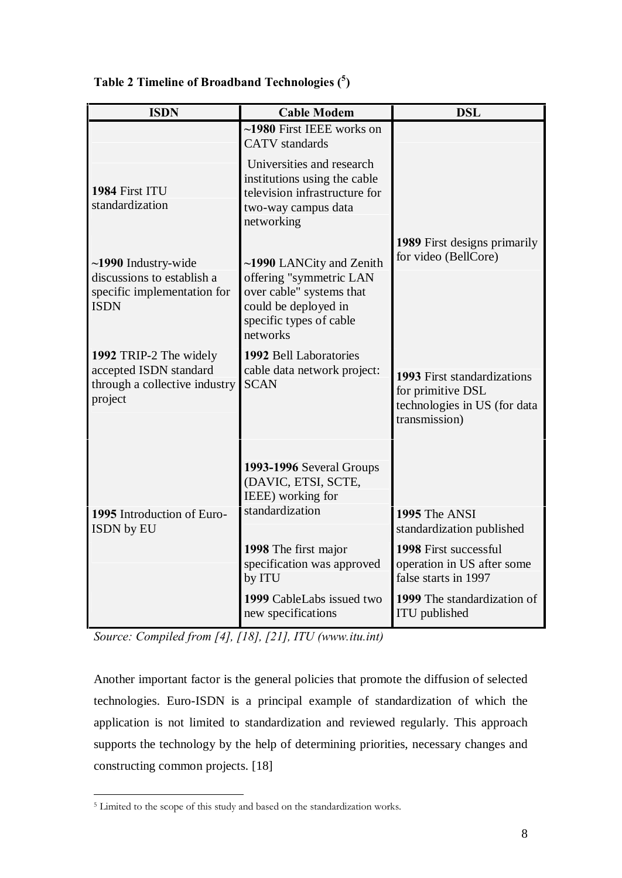**Table 2 Timeline of Broadband Technologies ([5])**

| ISDN | Cable Modem | DSL |
|---|---|---|
| | **~1980** First IEEE works on CATV standards | |
| **1984** First ITU standardization | Universities and research institutions using the cable television infrastructure for two-way campus data networking | |
| | | **1989** First designs primarily for video (BellCore) |
| **~1990** Industry-wide discussions to establish a specific implementation for ISDN | **~1990** LANCity and Zenith offering "symmetric LAN over cable" systems that could be deployed in specific types of cable networks | |
| **1992** TRIP-2 The widely accepted ISDN standard through a collective industry project | **1992** Bell Laboratories cable data network project: SCAN | **1993** First standardizations for primitive DSL technologies in US (for data transmission) |
| | **1993-1996** Several Groups (DAVIC, ETSI, SCTE, IEEE) working for standardization | |
| **1995** Introduction of Euro-ISDN by EU | | **1995** The ANSI standardization published |
| | **1998** The first major specification was approved by ITU | **1998** First successful operation in US after some false starts in 1997 |
| | **1999** CableLabs issued two new specifications | **1999** The standardization of ITU published |

*Source: Compiled from [4], [18], [21], ITU (www.itu.int)*

Another important factor is the general policies that promote the diffusion of selected technologies. Euro-ISDN is a principal example of standardization of which the application is not limited to standardization and reviewed regularly. This approach supports the technology by the help of determining priorities, necessary changes and constructing common projects. [18]

[5] Limited to the scope of this study and based on the standardization works.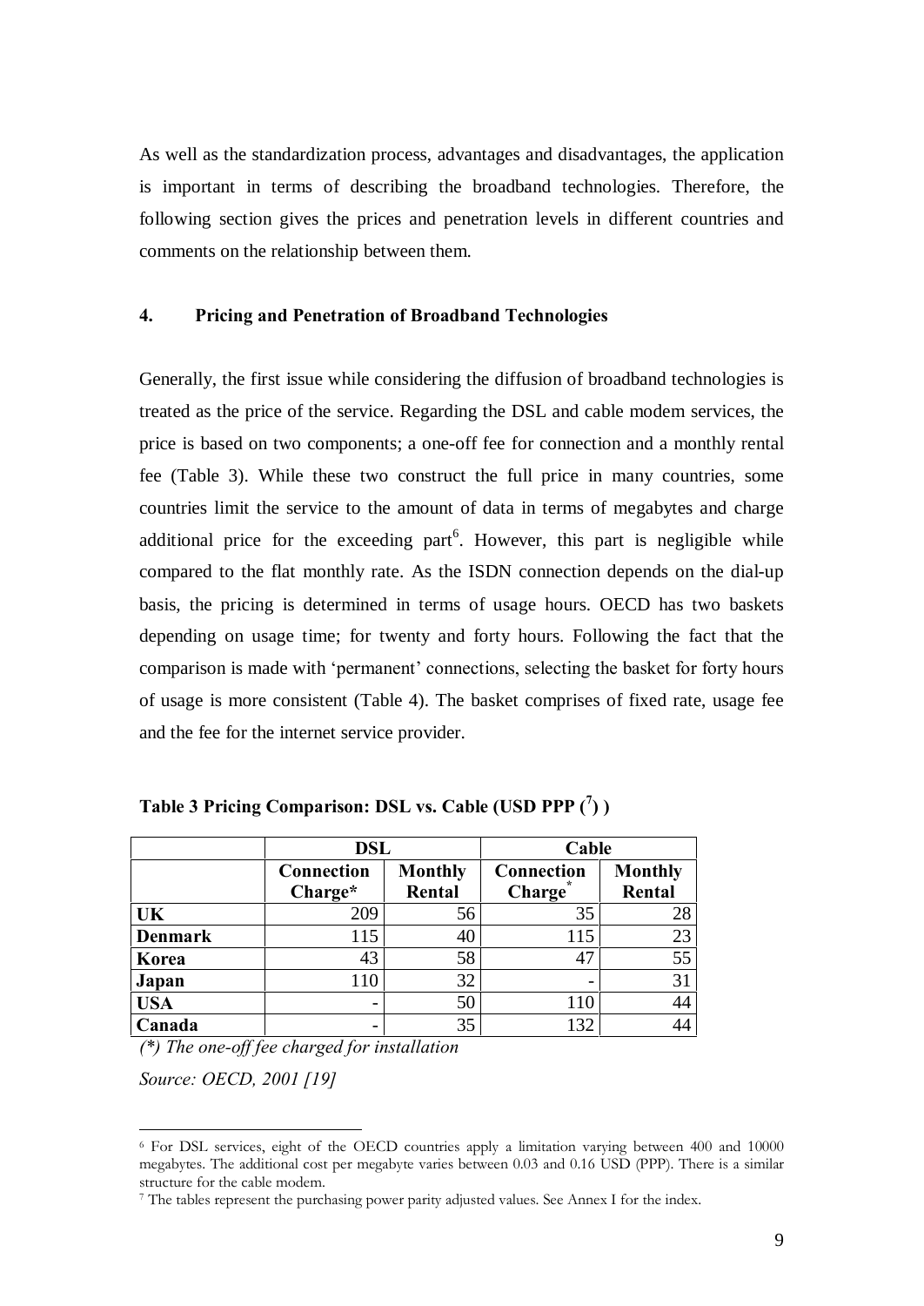As well as the standardization process, advantages and disadvantages, the application is important in terms of describing the broadband technologies. Therefore, the following section gives the prices and penetration levels in different countries and comments on the relationship between them.

## 4. Pricing and Penetration of Broadband Technologies

Generally, the first issue while considering the diffusion of broadband technologies is treated as the price of the service. Regarding the DSL and cable modem services, the price is based on two components; a one-off fee for connection and a monthly rental fee (Table 3). While these two construct the full price in many countries, some countries limit the service to the amount of data in terms of megabytes and charge additional price for the exceeding part[6]. However, this part is negligible while compared to the flat monthly rate. As the ISDN connection depends on the dial-up basis, the pricing is determined in terms of usage hours. OECD has two baskets depending on usage time; for twenty and forty hours. Following the fact that the comparison is made with 'permanent' connections, selecting the basket for forty hours of usage is more consistent (Table 4). The basket comprises of fixed rate, usage fee and the fee for the internet service provider.

**Table 3 Pricing Comparison: DSL vs. Cable (USD PPP ([7]) )**

| | DSL | | Cable | |
|---|---|---|---|---|
| | Connection Charge* | Monthly Rental | Connection Charge* | Monthly Rental |
| **UK** | 209 | 56 | 35 | 28 |
| **Denmark** | 115 | 40 | 115 | 23 |
| **Korea** | 43 | 58 | 47 | 55 |
| **Japan** | 110 | 32 | - | 31 |
| **USA** | - | 50 | 110 | 44 |
| **Canada** | - | 35 | 132 | 44 |

*(\*) The one-off fee charged for installation*

*Source: OECD, 2001 [19]*

[6] For DSL services, eight of the OECD countries apply a limitation varying between 400 and 10000 megabytes. The additional cost per megabyte varies between 0.03 and 0.16 USD (PPP). There is a similar structure for the cable modem.

[7] The tables represent the purchasing power parity adjusted values. See Annex I for the index.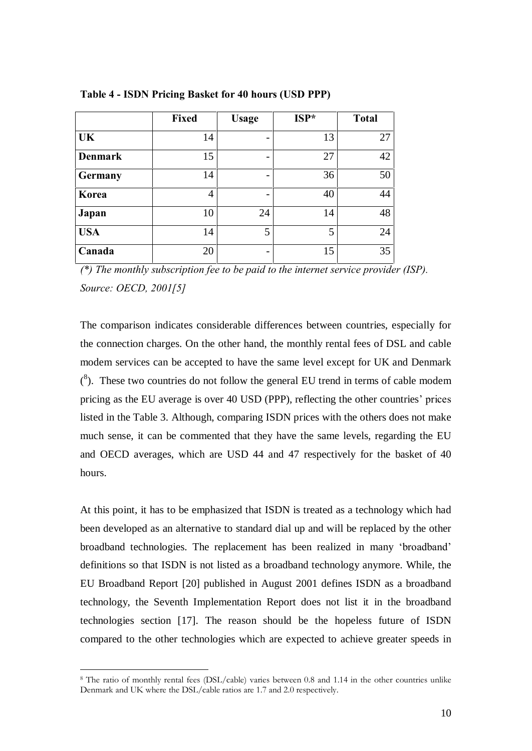**Table 4 - ISDN Pricing Basket for 40 hours (USD PPP)**

| | Fixed | Usage | ISP* | Total |
|---|---|---|---|---|
| **UK** | 14 | - | 13 | 27 |
| **Denmark** | 15 | - | 27 | 42 |
| **Germany** | 14 | - | 36 | 50 |
| **Korea** | 4 | - | 40 | 44 |
| **Japan** | 10 | 24 | 14 | 48 |
| **USA** | 14 | 5 | 5 | 24 |
| **Canada** | 20 | - | 15 | 35 |

*(\*) The monthly subscription fee to be paid to the internet service provider (ISP).*
*Source: OECD, 2001[5]*

The comparison indicates considerable differences between countries, especially for the connection charges. On the other hand, the monthly rental fees of DSL and cable modem services can be accepted to have the same level except for UK and Denmark ([8]). These two countries do not follow the general EU trend in terms of cable modem pricing as the EU average is over 40 USD (PPP), reflecting the other countries' prices listed in the Table 3. Although, comparing ISDN prices with the others does not make much sense, it can be commented that they have the same levels, regarding the EU and OECD averages, which are USD 44 and 47 respectively for the basket of 40 hours.

At this point, it has to be emphasized that ISDN is treated as a technology which had been developed as an alternative to standard dial up and will be replaced by the other broadband technologies. The replacement has been realized in many 'broadband' definitions so that ISDN is not listed as a broadband technology anymore. While, the EU Broadband Report [20] published in August 2001 defines ISDN as a broadband technology, the Seventh Implementation Report does not list it in the broadband technologies section [17]. The reason should be the hopeless future of ISDN compared to the other technologies which are expected to achieve greater speeds in

[8] The ratio of monthly rental fees (DSL/cable) varies between 0.8 and 1.14 in the other countries unlike Denmark and UK where the DSL/cable ratios are 1.7 and 2.0 respectively.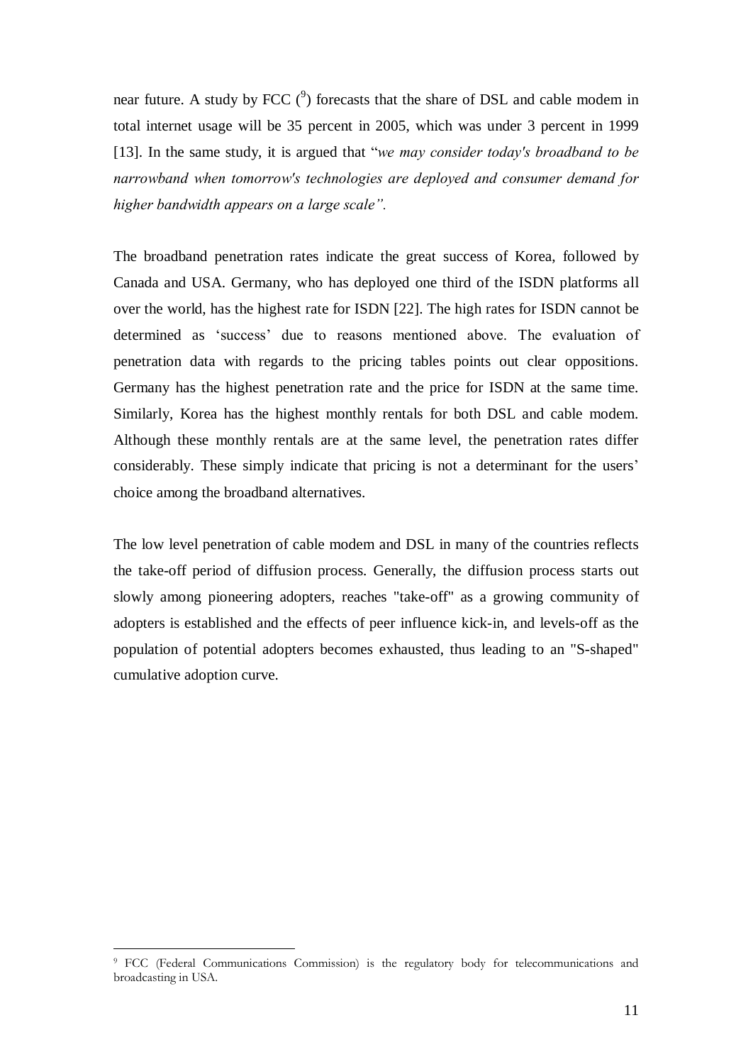near future. A study by FCC ([9]) forecasts that the share of DSL and cable modem in total internet usage will be 35 percent in 2005, which was under 3 percent in 1999 [13]. In the same study, it is argued that "*we may consider today's broadband to be narrowband when tomorrow's technologies are deployed and consumer demand for higher bandwidth appears on a large scale".*

The broadband penetration rates indicate the great success of Korea, followed by Canada and USA. Germany, who has deployed one third of the ISDN platforms all over the world, has the highest rate for ISDN [22]. The high rates for ISDN cannot be determined as 'success' due to reasons mentioned above. The evaluation of penetration data with regards to the pricing tables points out clear oppositions. Germany has the highest penetration rate and the price for ISDN at the same time. Similarly, Korea has the highest monthly rentals for both DSL and cable modem. Although these monthly rentals are at the same level, the penetration rates differ considerably. These simply indicate that pricing is not a determinant for the users' choice among the broadband alternatives.

The low level penetration of cable modem and DSL in many of the countries reflects the take-off period of diffusion process. Generally, the diffusion process starts out slowly among pioneering adopters, reaches "take-off" as a growing community of adopters is established and the effects of peer influence kick-in, and levels-off as the population of potential adopters becomes exhausted, thus leading to an "S-shaped" cumulative adoption curve.

---

[9] FCC (Federal Communications Commission) is the regulatory body for telecommunications and broadcasting in USA.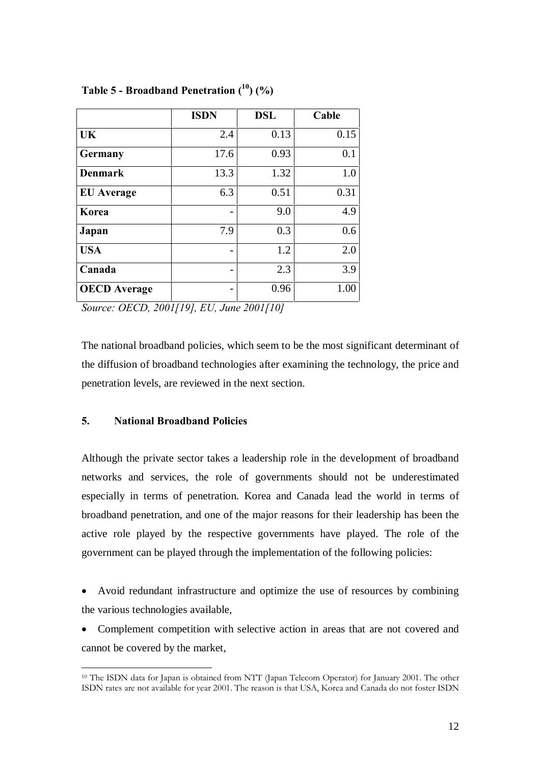**Table 5 - Broadband Penetration ([10]) (%)**

| | ISDN | DSL | Cable |
|---|---|---|---|
| **UK** | 2.4 | 0.13 | 0.15 |
| **Germany** | 17.6 | 0.93 | 0.1 |
| **Denmark** | 13.3 | 1.32 | 1.0 |
| **EU Average** | 6.3 | 0.51 | 0.31 |
| **Korea** | - | 9.0 | 4.9 |
| **Japan** | 7.9 | 0.3 | 0.6 |
| **USA** | - | 1.2 | 2.0 |
| **Canada** | - | 2.3 | 3.9 |
| **OECD Average** | - | 0.96 | 1.00 |

*Source: OECD, 2001[19], EU, June 2001[10]*

The national broadband policies, which seem to be the most significant determinant of the diffusion of broadband technologies after examining the technology, the price and penetration levels, are reviewed in the next section.

## 5. National Broadband Policies

Although the private sector takes a leadership role in the development of broadband networks and services, the role of governments should not be underestimated especially in terms of penetration. Korea and Canada lead the world in terms of broadband penetration, and one of the major reasons for their leadership has been the active role played by the respective governments have played. The role of the government can be played through the implementation of the following policies:

- Avoid redundant infrastructure and optimize the use of resources by combining the various technologies available,
- Complement competition with selective action in areas that are not covered and cannot be covered by the market,

[10] The ISDN data for Japan is obtained from NTT (Japan Telecom Operator) for January 2001. The other ISDN rates are not available for year 2001. The reason is that USA, Korea and Canada do not foster ISDN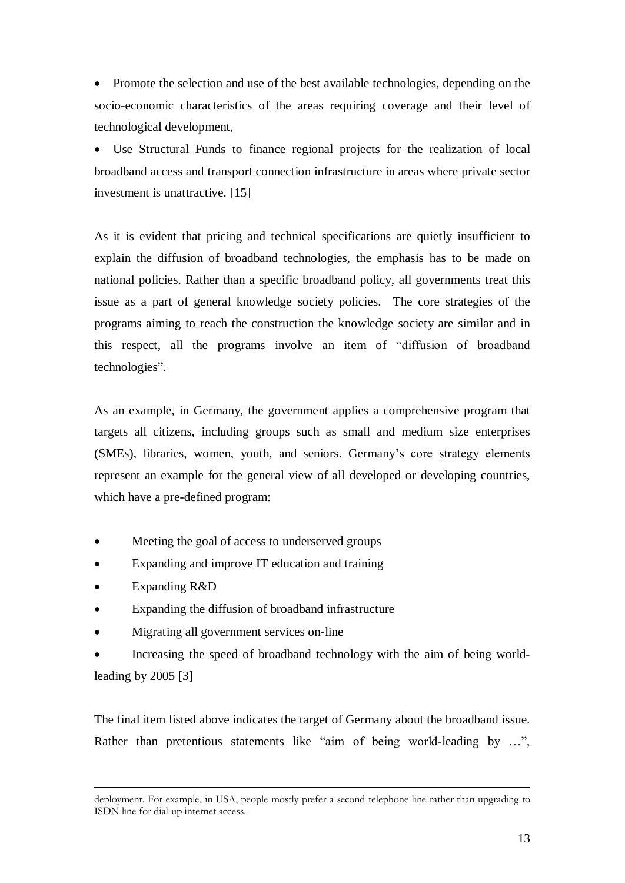- Promote the selection and use of the best available technologies, depending on the socio-economic characteristics of the areas requiring coverage and their level of technological development,
- Use Structural Funds to finance regional projects for the realization of local broadband access and transport connection infrastructure in areas where private sector investment is unattractive. [15]

As it is evident that pricing and technical specifications are quietly insufficient to explain the diffusion of broadband technologies, the emphasis has to be made on national policies. Rather than a specific broadband policy, all governments treat this issue as a part of general knowledge society policies. The core strategies of the programs aiming to reach the construction the knowledge society are similar and in this respect, all the programs involve an item of "diffusion of broadband technologies".

As an example, in Germany, the government applies a comprehensive program that targets all citizens, including groups such as small and medium size enterprises (SMEs), libraries, women, youth, and seniors. Germany's core strategy elements represent an example for the general view of all developed or developing countries, which have a pre-defined program:

- Meeting the goal of access to underserved groups
- Expanding and improve IT education and training
- Expanding R&D
- Expanding the diffusion of broadband infrastructure
- Migrating all government services on-line
- Increasing the speed of broadband technology with the aim of being world-leading by 2005 [3]

The final item listed above indicates the target of Germany about the broadband issue. Rather than pretentious statements like "aim of being world-leading by …",

---

deployment. For example, in USA, people mostly prefer a second telephone line rather than upgrading to ISDN line for dial-up internet access.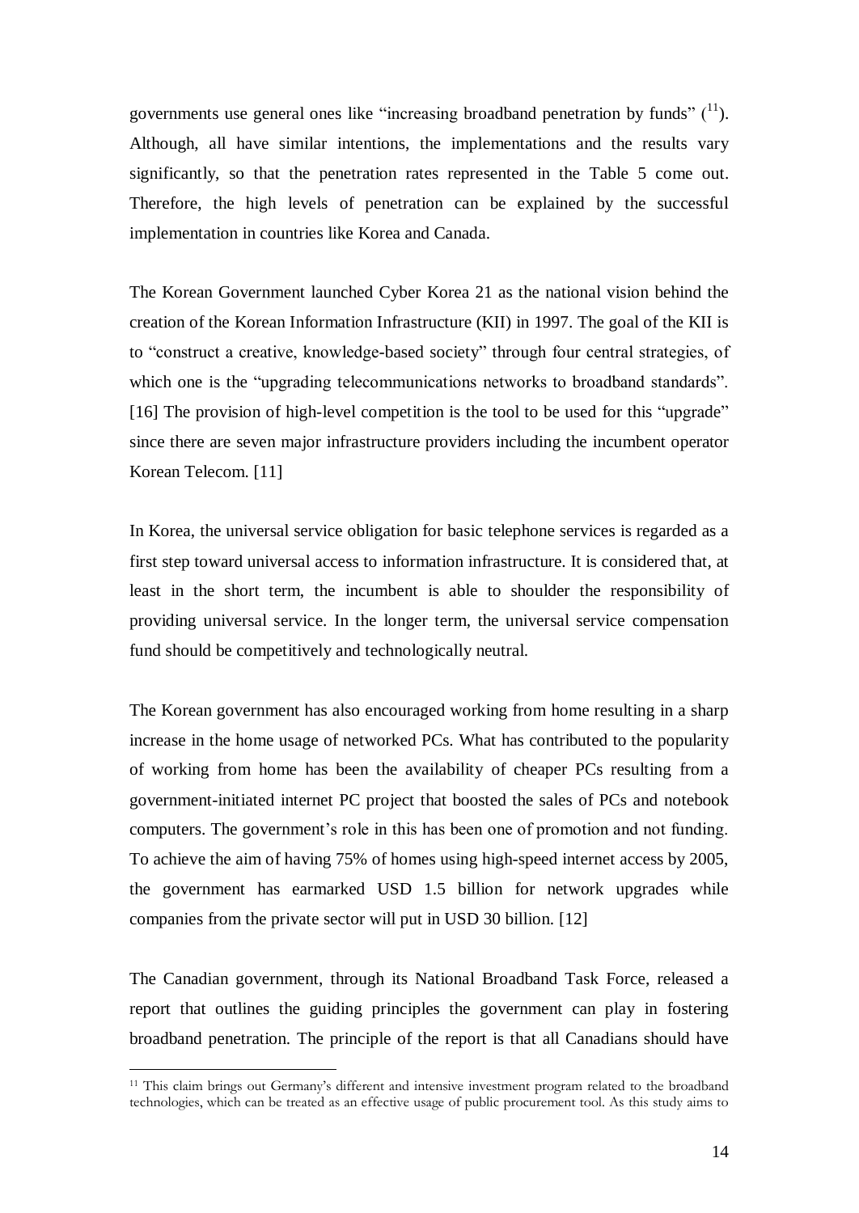governments use general ones like "increasing broadband penetration by funds" ([11]). Although, all have similar intentions, the implementations and the results vary significantly, so that the penetration rates represented in the Table 5 come out. Therefore, the high levels of penetration can be explained by the successful implementation in countries like Korea and Canada.

The Korean Government launched Cyber Korea 21 as the national vision behind the creation of the Korean Information Infrastructure (KII) in 1997. The goal of the KII is to "construct a creative, knowledge-based society" through four central strategies, of which one is the "upgrading telecommunications networks to broadband standards". [16] The provision of high-level competition is the tool to be used for this "upgrade" since there are seven major infrastructure providers including the incumbent operator Korean Telecom. [11]

In Korea, the universal service obligation for basic telephone services is regarded as a first step toward universal access to information infrastructure. It is considered that, at least in the short term, the incumbent is able to shoulder the responsibility of providing universal service. In the longer term, the universal service compensation fund should be competitively and technologically neutral.

The Korean government has also encouraged working from home resulting in a sharp increase in the home usage of networked PCs. What has contributed to the popularity of working from home has been the availability of cheaper PCs resulting from a government-initiated internet PC project that boosted the sales of PCs and notebook computers. The government's role in this has been one of promotion and not funding. To achieve the aim of having 75% of homes using high-speed internet access by 2005, the government has earmarked USD 1.5 billion for network upgrades while companies from the private sector will put in USD 30 billion. [12]

The Canadian government, through its National Broadband Task Force, released a report that outlines the guiding principles the government can play in fostering broadband penetration. The principle of the report is that all Canadians should have

---

[11] This claim brings out Germany's different and intensive investment program related to the broadband technologies, which can be treated as an effective usage of public procurement tool. As this study aims to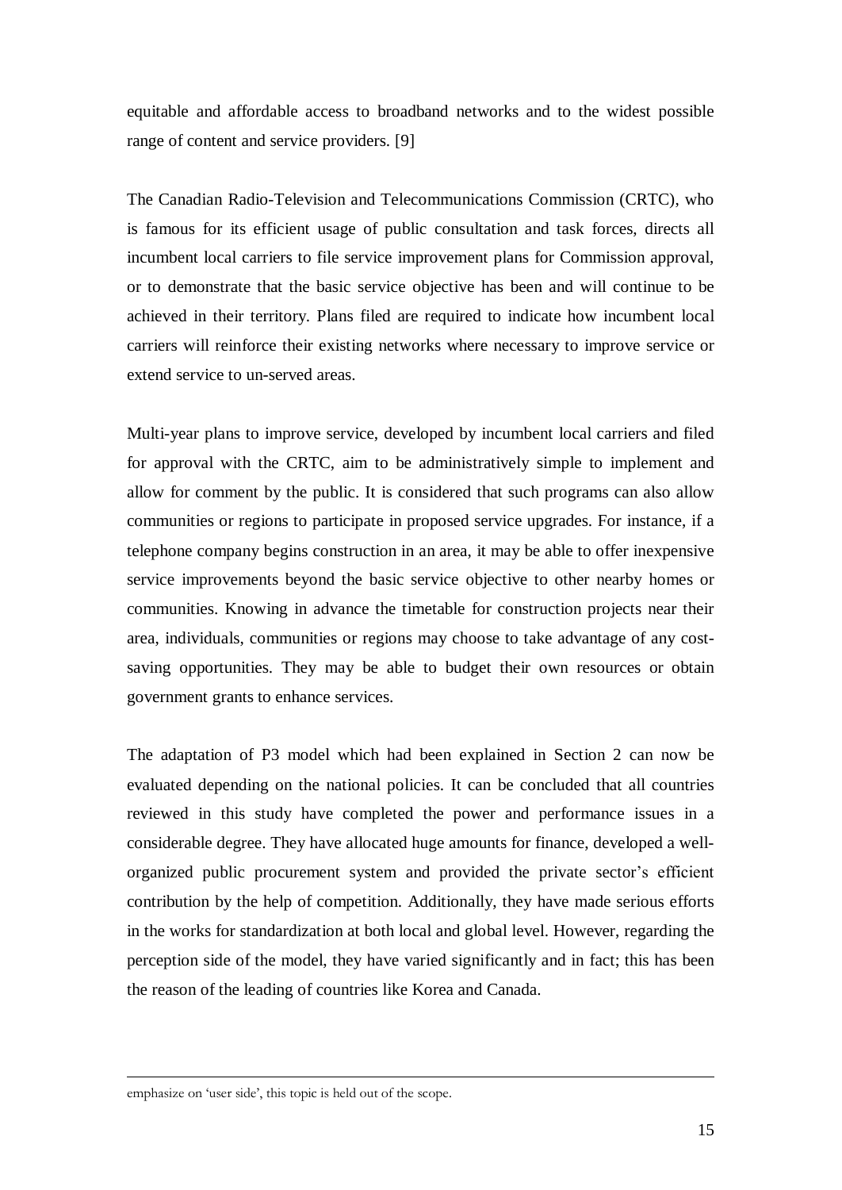equitable and affordable access to broadband networks and to the widest possible range of content and service providers. [9]

The Canadian Radio-Television and Telecommunications Commission (CRTC), who is famous for its efficient usage of public consultation and task forces, directs all incumbent local carriers to file service improvement plans for Commission approval, or to demonstrate that the basic service objective has been and will continue to be achieved in their territory. Plans filed are required to indicate how incumbent local carriers will reinforce their existing networks where necessary to improve service or extend service to un-served areas.

Multi-year plans to improve service, developed by incumbent local carriers and filed for approval with the CRTC, aim to be administratively simple to implement and allow for comment by the public. It is considered that such programs can also allow communities or regions to participate in proposed service upgrades. For instance, if a telephone company begins construction in an area, it may be able to offer inexpensive service improvements beyond the basic service objective to other nearby homes or communities. Knowing in advance the timetable for construction projects near their area, individuals, communities or regions may choose to take advantage of any cost-saving opportunities. They may be able to budget their own resources or obtain government grants to enhance services.

The adaptation of P3 model which had been explained in Section 2 can now be evaluated depending on the national policies. It can be concluded that all countries reviewed in this study have completed the power and performance issues in a considerable degree. They have allocated huge amounts for finance, developed a well-organized public procurement system and provided the private sector's efficient contribution by the help of competition. Additionally, they have made serious efforts in the works for standardization at both local and global level. However, regarding the perception side of the model, they have varied significantly and in fact; this has been the reason of the leading of countries like Korea and Canada.

---

emphasize on 'user side', this topic is held out of the scope.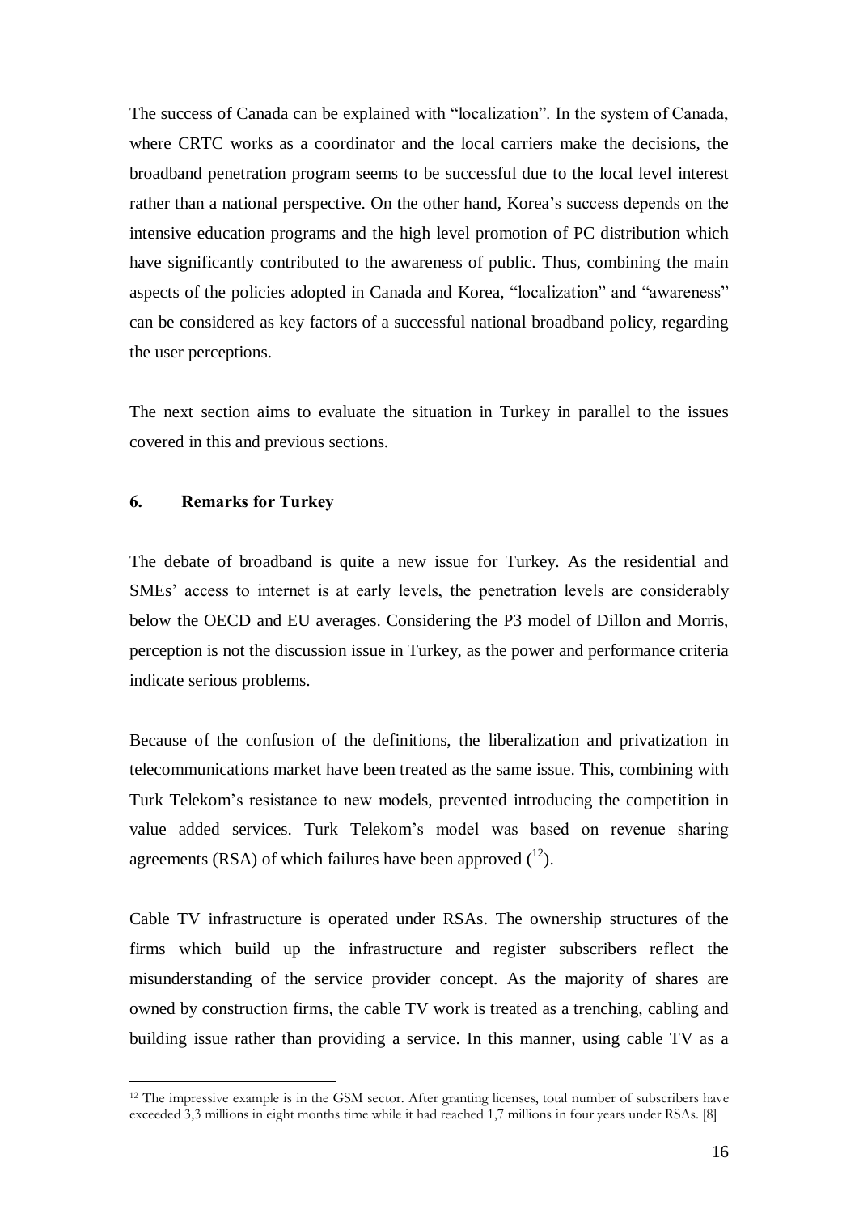The success of Canada can be explained with "localization". In the system of Canada, where CRTC works as a coordinator and the local carriers make the decisions, the broadband penetration program seems to be successful due to the local level interest rather than a national perspective. On the other hand, Korea's success depends on the intensive education programs and the high level promotion of PC distribution which have significantly contributed to the awareness of public. Thus, combining the main aspects of the policies adopted in Canada and Korea, "localization" and "awareness" can be considered as key factors of a successful national broadband policy, regarding the user perceptions.

The next section aims to evaluate the situation in Turkey in parallel to the issues covered in this and previous sections.

## 6. Remarks for Turkey

The debate of broadband is quite a new issue for Turkey. As the residential and SMEs' access to internet is at early levels, the penetration levels are considerably below the OECD and EU averages. Considering the P3 model of Dillon and Morris, perception is not the discussion issue in Turkey, as the power and performance criteria indicate serious problems.

Because of the confusion of the definitions, the liberalization and privatization in telecommunications market have been treated as the same issue. This, combining with Turk Telekom's resistance to new models, prevented introducing the competition in value added services. Turk Telekom's model was based on revenue sharing agreements (RSA) of which failures have been approved ([12]).

Cable TV infrastructure is operated under RSAs. The ownership structures of the firms which build up the infrastructure and register subscribers reflect the misunderstanding of the service provider concept. As the majority of shares are owned by construction firms, the cable TV work is treated as a trenching, cabling and building issue rather than providing a service. In this manner, using cable TV as a

---

[12] The impressive example is in the GSM sector. After granting licenses, total number of subscribers have exceeded 3,3 millions in eight months time while it had reached 1,7 millions in four years under RSAs. [8]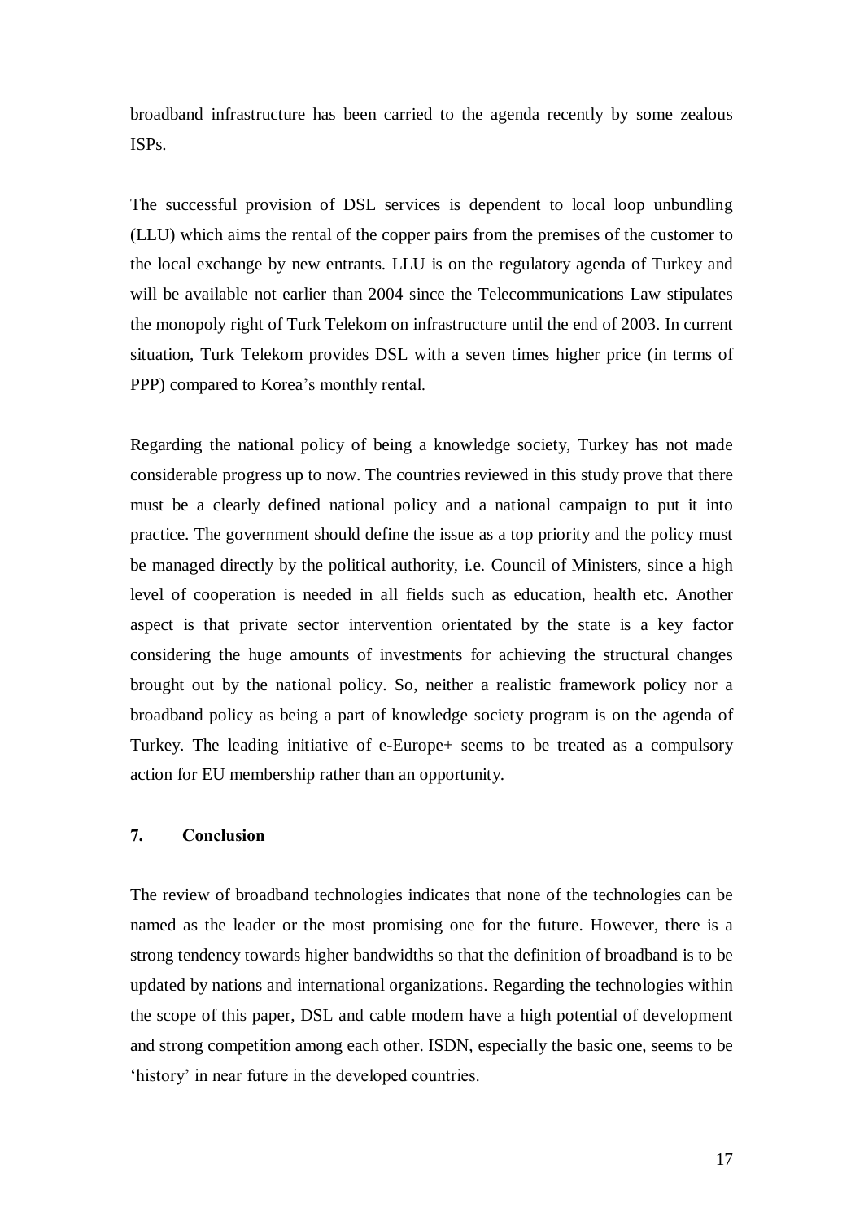broadband infrastructure has been carried to the agenda recently by some zealous ISPs.

The successful provision of DSL services is dependent to local loop unbundling (LLU) which aims the rental of the copper pairs from the premises of the customer to the local exchange by new entrants. LLU is on the regulatory agenda of Turkey and will be available not earlier than 2004 since the Telecommunications Law stipulates the monopoly right of Turk Telekom on infrastructure until the end of 2003. In current situation, Turk Telekom provides DSL with a seven times higher price (in terms of PPP) compared to Korea's monthly rental.

Regarding the national policy of being a knowledge society, Turkey has not made considerable progress up to now. The countries reviewed in this study prove that there must be a clearly defined national policy and a national campaign to put it into practice. The government should define the issue as a top priority and the policy must be managed directly by the political authority, i.e. Council of Ministers, since a high level of cooperation is needed in all fields such as education, health etc. Another aspect is that private sector intervention orientated by the state is a key factor considering the huge amounts of investments for achieving the structural changes brought out by the national policy. So, neither a realistic framework policy nor a broadband policy as being a part of knowledge society program is on the agenda of Turkey. The leading initiative of e-Europe+ seems to be treated as a compulsory action for EU membership rather than an opportunity.

## 7. Conclusion

The review of broadband technologies indicates that none of the technologies can be named as the leader or the most promising one for the future. However, there is a strong tendency towards higher bandwidths so that the definition of broadband is to be updated by nations and international organizations. Regarding the technologies within the scope of this paper, DSL and cable modem have a high potential of development and strong competition among each other. ISDN, especially the basic one, seems to be 'history' in near future in the developed countries.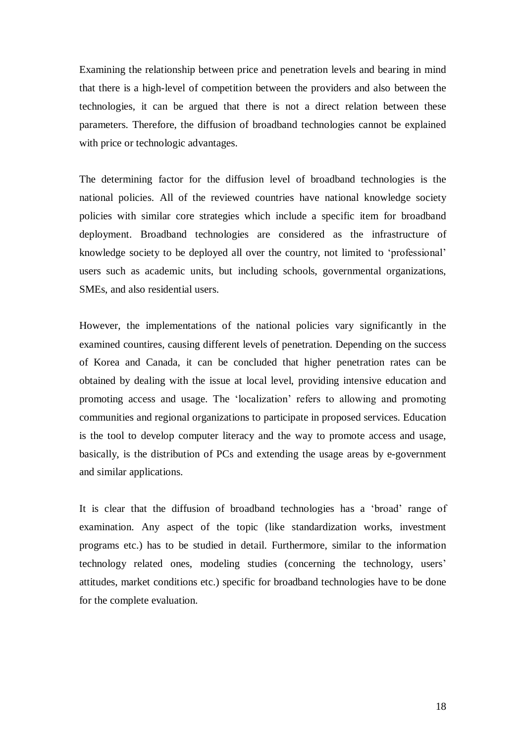Examining the relationship between price and penetration levels and bearing in mind that there is a high-level of competition between the providers and also between the technologies, it can be argued that there is not a direct relation between these parameters. Therefore, the diffusion of broadband technologies cannot be explained with price or technologic advantages.

The determining factor for the diffusion level of broadband technologies is the national policies. All of the reviewed countries have national knowledge society policies with similar core strategies which include a specific item for broadband deployment. Broadband technologies are considered as the infrastructure of knowledge society to be deployed all over the country, not limited to 'professional' users such as academic units, but including schools, governmental organizations, SMEs, and also residential users.

However, the implementations of the national policies vary significantly in the examined countires, causing different levels of penetration. Depending on the success of Korea and Canada, it can be concluded that higher penetration rates can be obtained by dealing with the issue at local level, providing intensive education and promoting access and usage. The 'localization' refers to allowing and promoting communities and regional organizations to participate in proposed services. Education is the tool to develop computer literacy and the way to promote access and usage, basically, is the distribution of PCs and extending the usage areas by e-government and similar applications.

It is clear that the diffusion of broadband technologies has a 'broad' range of examination. Any aspect of the topic (like standardization works, investment programs etc.) has to be studied in detail. Furthermore, similar to the information technology related ones, modeling studies (concerning the technology, users' attitudes, market conditions etc.) specific for broadband technologies have to be done for the complete evaluation.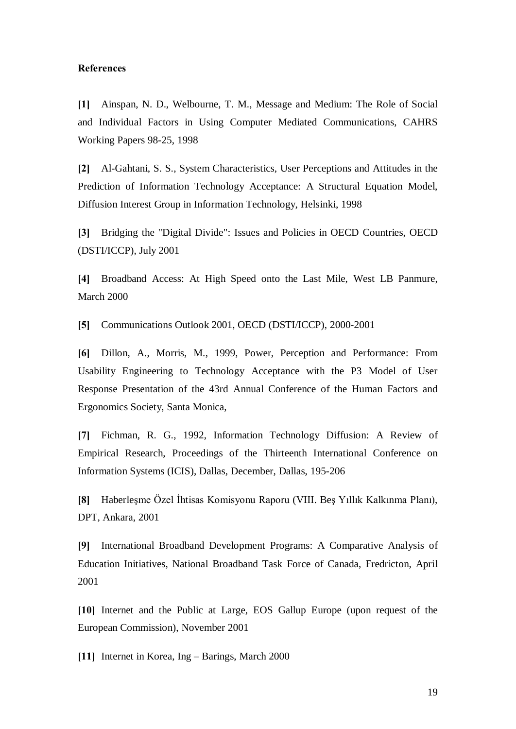**References**

**[1]** Ainspan, N. D., Welbourne, T. M., Message and Medium: The Role of Social and Individual Factors in Using Computer Mediated Communications, CAHRS Working Papers 98-25, 1998

**[2]** Al-Gahtani, S. S., System Characteristics, User Perceptions and Attitudes in the Prediction of Information Technology Acceptance: A Structural Equation Model, Diffusion Interest Group in Information Technology, Helsinki, 1998

**[3]** Bridging the "Digital Divide": Issues and Policies in OECD Countries, OECD (DSTI/ICCP), July 2001

**[4]** Broadband Access: At High Speed onto the Last Mile, West LB Panmure, March 2000

**[5]** Communications Outlook 2001, OECD (DSTI/ICCP), 2000-2001

**[6]** Dillon, A., Morris, M., 1999, Power, Perception and Performance: From Usability Engineering to Technology Acceptance with the P3 Model of User Response Presentation of the 43rd Annual Conference of the Human Factors and Ergonomics Society, Santa Monica,

**[7]** Fichman, R. G., 1992, Information Technology Diffusion: A Review of Empirical Research, Proceedings of the Thirteenth International Conference on Information Systems (ICIS), Dallas, December, Dallas, 195-206

**[8]** Haberleşme Özel İhtisas Komisyonu Raporu (VIII. Beş Yıllık Kalkınma Planı), DPT, Ankara, 2001

**[9]** International Broadband Development Programs: A Comparative Analysis of Education Initiatives, National Broadband Task Force of Canada, Fredricton, April 2001

**[10]** Internet and the Public at Large, EOS Gallup Europe (upon request of the European Commission), November 2001

**[11]** Internet in Korea, Ing – Barings, March 2000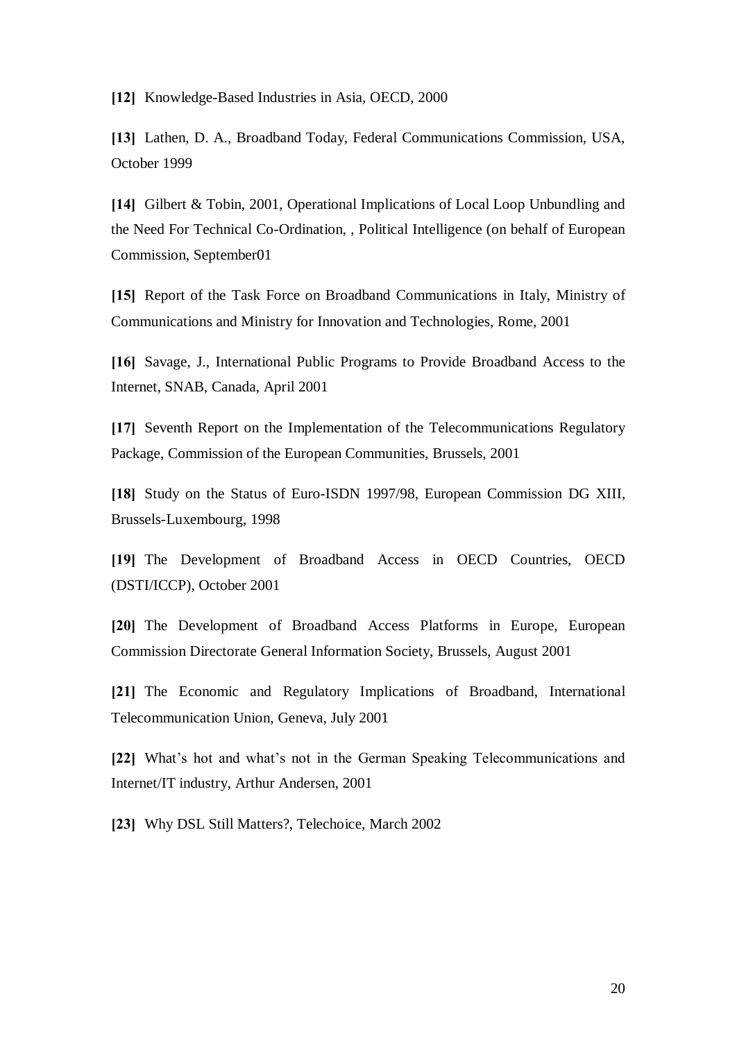**[12]** Knowledge-Based Industries in Asia, OECD, 2000

**[13]** Lathen, D. A., Broadband Today, Federal Communications Commission, USA, October 1999

**[14]** Gilbert & Tobin, 2001, Operational Implications of Local Loop Unbundling and the Need For Technical Co-Ordination, , Political Intelligence (on behalf of European Commission, September01

**[15]** Report of the Task Force on Broadband Communications in Italy, Ministry of Communications and Ministry for Innovation and Technologies, Rome, 2001

**[16]** Savage, J., International Public Programs to Provide Broadband Access to the Internet, SNAB, Canada, April 2001

**[17]** Seventh Report on the Implementation of the Telecommunications Regulatory Package, Commission of the European Communities, Brussels, 2001

**[18]** Study on the Status of Euro-ISDN 1997/98, European Commission DG XIII, Brussels-Luxembourg, 1998

**[19]** The Development of Broadband Access in OECD Countries, OECD (DSTI/ICCP), October 2001

**[20]** The Development of Broadband Access Platforms in Europe, European Commission Directorate General Information Society, Brussels, August 2001

**[21]** The Economic and Regulatory Implications of Broadband, International Telecommunication Union, Geneva, July 2001

**[22]** What's hot and what's not in the German Speaking Telecommunications and Internet/IT industry, Arthur Andersen, 2001

**[23]** Why DSL Still Matters?, Telechoice, March 2002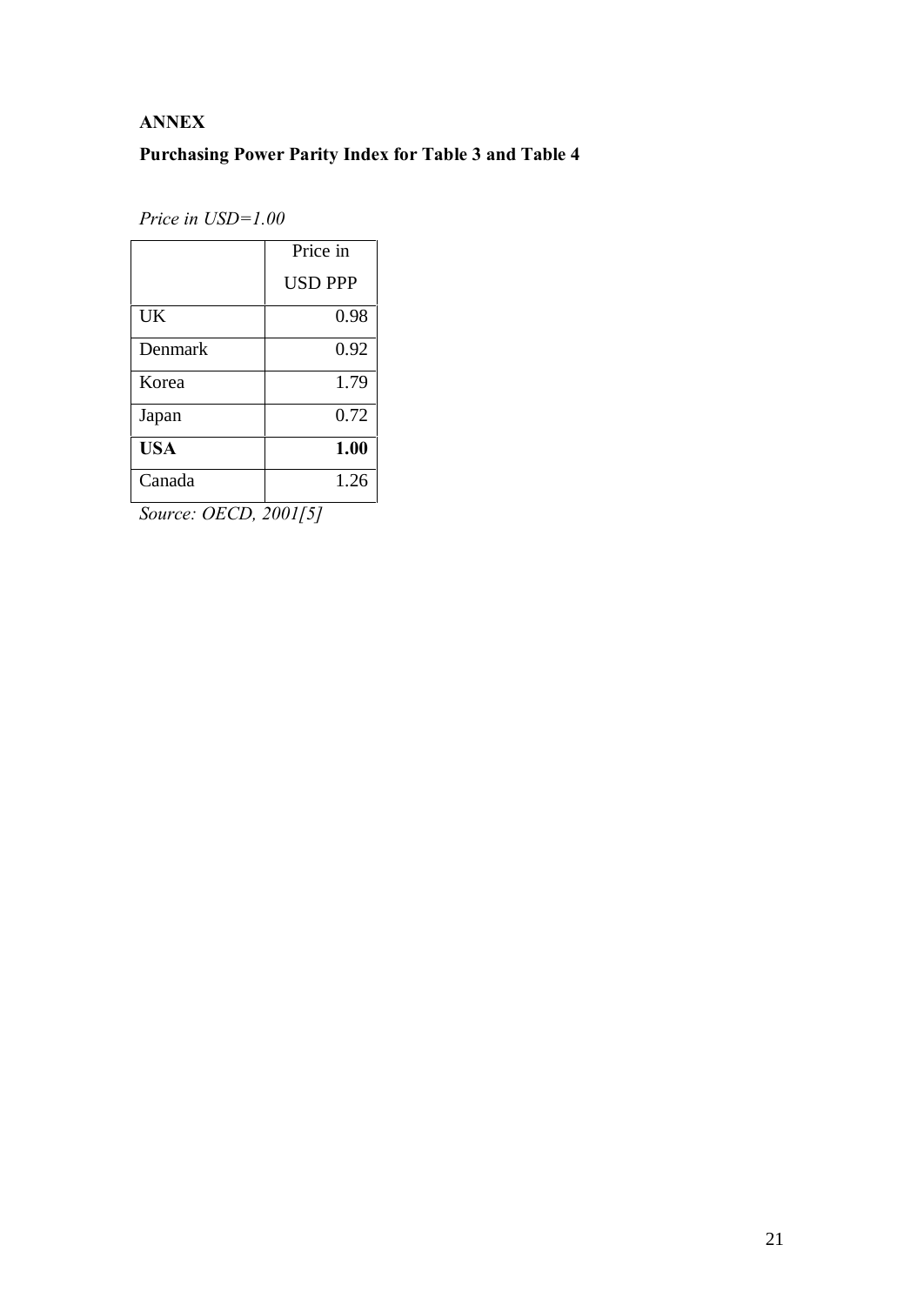**ANNEX**

**Purchasing Power Parity Index for Table 3 and Table 4**

*Price in USD=1.00*

| | Price in USD PPP |
|---|---|
| UK | 0.98 |
| Denmark | 0.92 |
| Korea | 1.79 |
| Japan | 0.72 |
| **USA** | **1.00** |
| Canada | 1.26 |

*Source: OECD, 2001[5]*